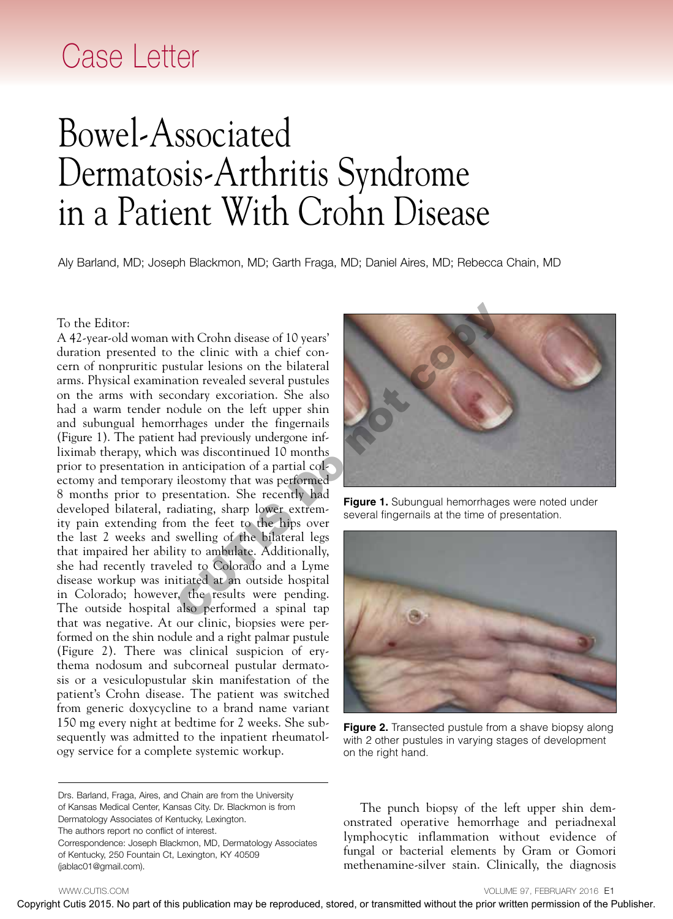Case Letter

# Bowel-Associated Dermatosis-Arthritis Syndrome in a Patient With Crohn Disease

Aly Barland, MD; Joseph Blackmon, MD; Garth Fraga, MD; Daniel Aires, MD; Rebecca Chain, MD

To the Editor:

A 42-year-old woman with Crohn disease of 10 years' duration presented to the clinic with a chief concern of nonpruritic pustular lesions on the bilateral arms. Physical examination revealed several pustules on the arms with secondary excoriation. She also had a warm tender nodule on the left upper shin and subungual hemorrhages under the fingernails (Figure 1). The patient had previously undergone infliximab therapy, which was discontinued 10 months prior to presentation in anticipation of a partial colectomy and temporary ileostomy that was performed 8 months prior to presentation. She recently had developed bilateral, radiating, sharp lower extremity pain extending from the feet to the hips over the last 2 weeks and swelling of the bilateral legs that impaired her ability to ambulate. Additionally, she had recently traveled to Colorado and a Lyme disease workup was initiated at an outside hospital in Colorado; however, the results were pending. The outside hospital also performed a spinal tap that was negative. At our clinic, biopsies were performed on the shin nodule and a right palmar pustule (Figure 2). There was clinical suspicion of erythema nodosum and subcorneal pustular dermatosis or a vesiculopustular skin manifestation of the patient's Crohn disease. The patient was switched from generic doxycycline to a brand name variant 150 mg every night at bedtime for 2 weeks. She subsequently was admitted to the inpatient rheumatology service for a complete systemic workup.

**Figure 1.** Subungual hemorrhages were noted under several fingernails at the time of presentation.

**Figure 2.** Transected pustule from a shave biopsy along with 2 other pustules in varying stages of development on the right hand.

The punch biopsy of the left upper shin demonstrated operative hemorrhage and periadnexal lymphocytic inflammation without evidence of fungal or bacterial elements by Gram or Gomori methenamine-silver stain. Clinically, the diagnosis

Drs. Barland, Fraga, Aires, and Chain are from the University of Kansas Medical Center, Kansas City. Dr. Blackmon is from Dermatology Associates of Kentucky, Lexington.
The authors report no conflict of interest.
Correspondence: Joseph Blackmon, MD, Dermatology Associates of Kentucky, 250 Fountain Ct, Lexington, KY 40509 (jablac01@gmail.com).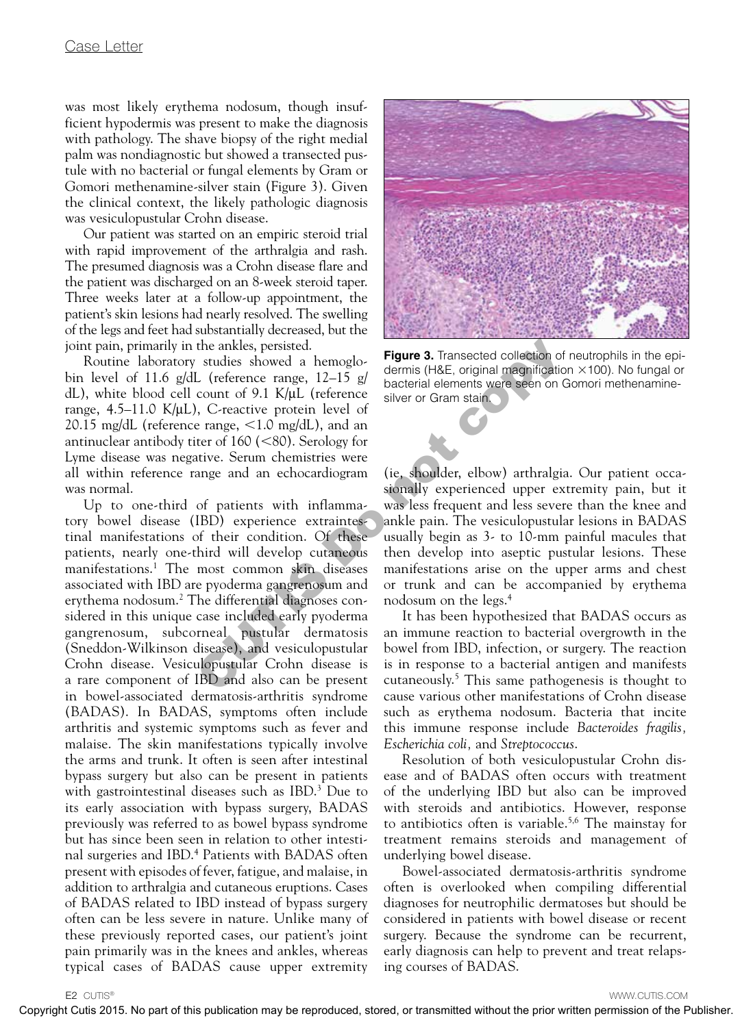was most likely erythema nodosum, though insufficient hypodermis was present to make the diagnosis with pathology. The shave biopsy of the right medial palm was nondiagnostic but showed a transected pustule with no bacterial or fungal elements by Gram or Gomori methenamine-silver stain (Figure 3). Given the clinical context, the likely pathologic diagnosis was vesiculopustular Crohn disease.

Our patient was started on an empiric steroid trial with rapid improvement of the arthralgia and rash. The presumed diagnosis was a Crohn disease flare and the patient was discharged on an 8-week steroid taper. Three weeks later at a follow-up appointment, the patient's skin lesions had nearly resolved. The swelling of the legs and feet had substantially decreased, but the joint pain, primarily in the ankles, persisted.

Routine laboratory studies showed a hemoglobin level of 11.6 g/dL (reference range, 12–15 g/dL), white blood cell count of 9.1 K/μL (reference range, 4.5–11.0 K/μL), C-reactive protein level of 20.15 mg/dL (reference range, <1.0 mg/dL), and an antinuclear antibody titer of 160 (<80). Serology for Lyme disease was negative. Serum chemistries were all within reference range and an echocardiogram was normal.

Up to one-third of patients with inflammatory bowel disease (IBD) experience extraintestinal manifestations of their condition. Of these patients, nearly one-third will develop cutaneous manifestations.[1] The most common skin diseases associated with IBD are pyoderma gangrenosum and erythema nodosum.[2] The differential diagnoses considered in this unique case included early pyoderma gangrenosum, subcorneal pustular dermatosis (Sneddon-Wilkinson disease), and vesiculopustular Crohn disease. Vesiculopustular Crohn disease is a rare component of IBD and also can be present in bowel-associated dermatosis-arthritis syndrome (BADAS). In BADAS, symptoms often include arthritis and systemic symptoms such as fever and malaise. The skin manifestations typically involve the arms and trunk. It often is seen after intestinal bypass surgery but also can be present in patients with gastrointestinal diseases such as IBD.[3] Due to its early association with bypass surgery, BADAS previously was referred to as bowel bypass syndrome but has since been seen in relation to other intestinal surgeries and IBD.[4] Patients with BADAS often present with episodes of fever, fatigue, and malaise, in addition to arthralgia and cutaneous eruptions. Cases of BADAS related to IBD instead of bypass surgery often can be less severe in nature. Unlike many of these previously reported cases, our patient's joint pain primarily was in the knees and ankles, whereas typical cases of BADAS cause upper extremity (ie, shoulder, elbow) arthralgia. Our patient occasionally experienced upper extremity pain, but it was less frequent and less severe than the knee and ankle pain. The vesiculopustular lesions in BADAS usually begin as 3- to 10-mm painful macules that then develop into aseptic pustular lesions. These manifestations arise on the upper arms and chest or trunk and can be accompanied by erythema nodosum on the legs.[4]

**Figure 3.** Transected collection of neutrophils in the epidermis (H&E, original magnification ×100). No fungal or bacterial elements were seen on Gomori methenamine-silver or Gram stain.

It has been hypothesized that BADAS occurs as an immune reaction to bacterial overgrowth in the bowel from IBD, infection, or surgery. The reaction is in response to a bacterial antigen and manifests cutaneously.[5] This same pathogenesis is thought to cause various other manifestations of Crohn disease such as erythema nodosum. Bacteria that incite this immune response include *Bacteroides fragilis*, *Escherichia coli*, and *Streptococcus*.

Resolution of both vesiculopustular Crohn disease and of BADAS often occurs with treatment of the underlying IBD but also can be improved with steroids and antibiotics. However, response to antibiotics often is variable.[5,6] The mainstay for treatment remains steroids and management of underlying bowel disease.

Bowel-associated dermatosis-arthritis syndrome often is overlooked when compiling differential diagnoses for neutrophilic dermatoses but should be considered in patients with bowel disease or recent surgery. Because the syndrome can be recurrent, early diagnosis can help to prevent and treat relapsing courses of BADAS.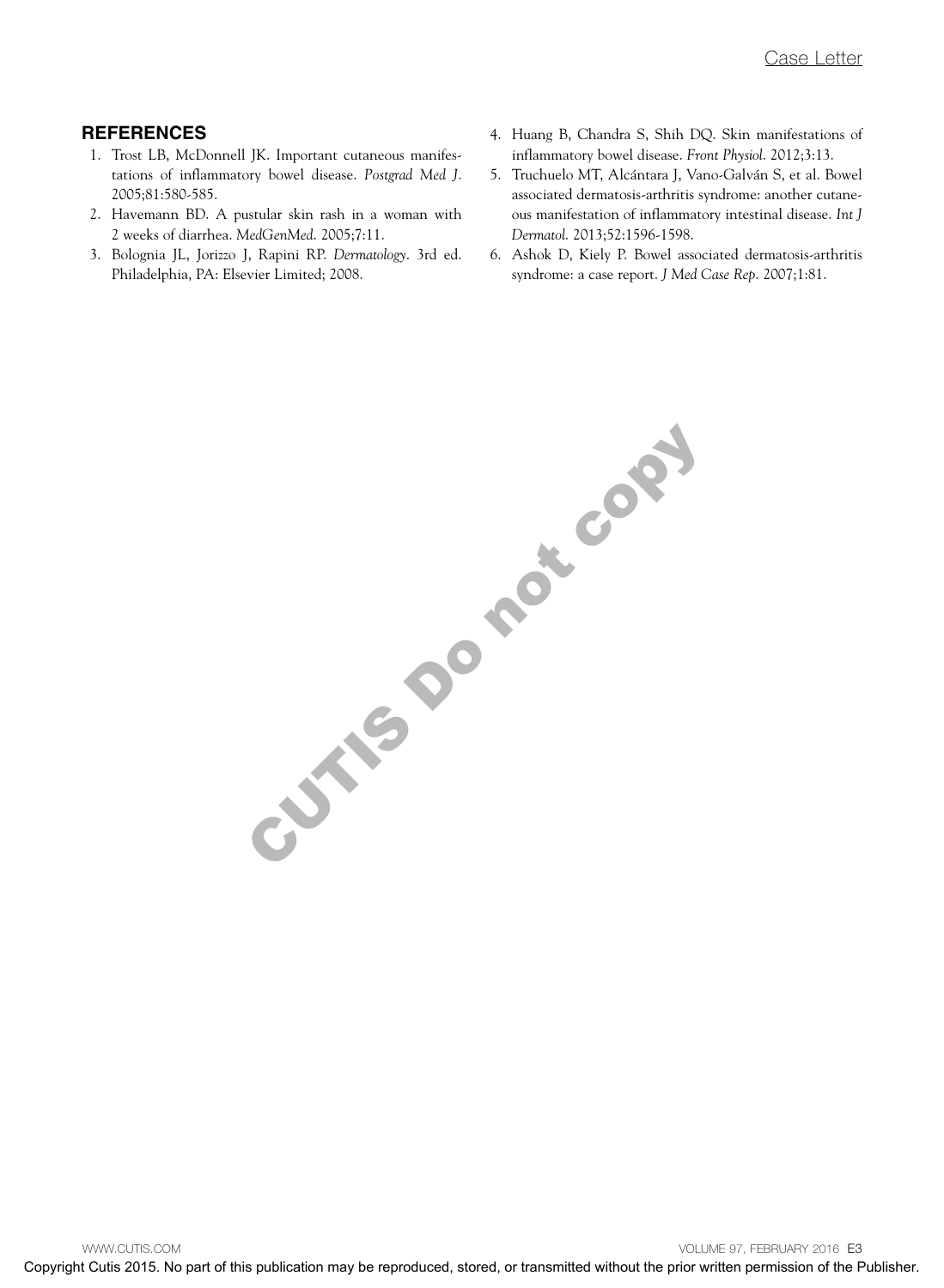## REFERENCES

1. Trost LB, McDonnell JK. Important cutaneous manifestations of inflammatory bowel disease. *Postgrad Med J*. 2005;81:580-585.
2. Havemann BD. A pustular skin rash in a woman with 2 weeks of diarrhea. *MedGenMed*. 2005;7:11.
3. Bolognia JL, Jorizzo J, Rapini RP. *Dermatology*. 3rd ed. Philadelphia, PA: Elsevier Limited; 2008.
4. Huang B, Chandra S, Shih DQ. Skin manifestations of inflammatory bowel disease. *Front Physiol*. 2012;3:13.
5. Truchuelo MT, Alcántara J, Vano-Galván S, et al. Bowel associated dermatosis-arthritis syndrome: another cutaneous manifestation of inflammatory intestinal disease. *Int J Dermatol*. 2013;52:1596-1598.
6. Ashok D, Kiely P. Bowel associated dermatosis-arthritis syndrome: a case report. *J Med Case Rep*. 2007;1:81.